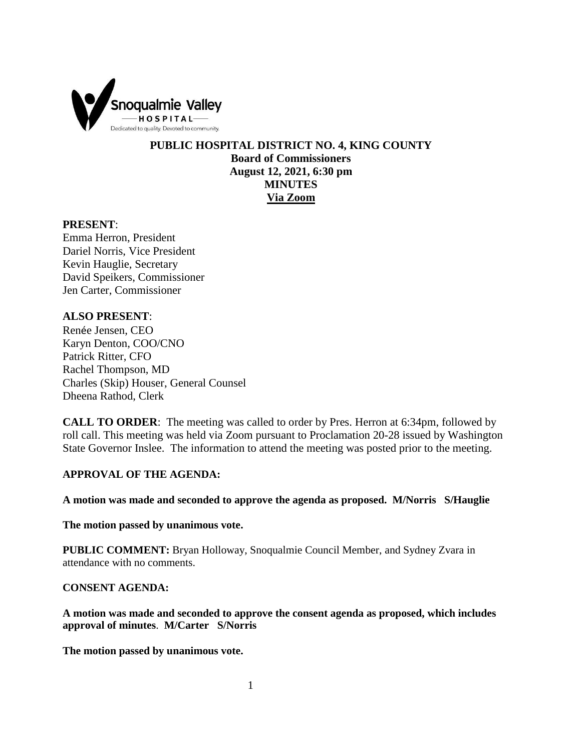# PUBLIC HOSPITAL DISTRICT NO. 4, KING COUNTY

**Board of Commissioners**
**August 12, 2021, 6:30 pm**
**MINUTES**
**Via Zoom**

**PRESENT**:
Emma Herron, President
Dariel Norris, Vice President
Kevin Hauglie, Secretary
David Speikers, Commissioner
Jen Carter, Commissioner

**ALSO PRESENT**:
Renée Jensen, CEO
Karyn Denton, COO/CNO
Patrick Ritter, CFO
Rachel Thompson, MD
Charles (Skip) Houser, General Counsel
Dheena Rathod, Clerk

**CALL TO ORDER**: The meeting was called to order by Pres. Herron at 6:34pm, followed by roll call. This meeting was held via Zoom pursuant to Proclamation 20-28 issued by Washington State Governor Inslee. The information to attend the meeting was posted prior to the meeting.

**APPROVAL OF THE AGENDA:**

**A motion was made and seconded to approve the agenda as proposed. M/Norris S/Hauglie**

**The motion passed by unanimous vote.**

**PUBLIC COMMENT:** Bryan Holloway, Snoqualmie Council Member, and Sydney Zvara in attendance with no comments.

**CONSENT AGENDA:**

**A motion was made and seconded to approve the consent agenda as proposed, which includes approval of minutes**. **M/Carter S/Norris**

**The motion passed by unanimous vote.**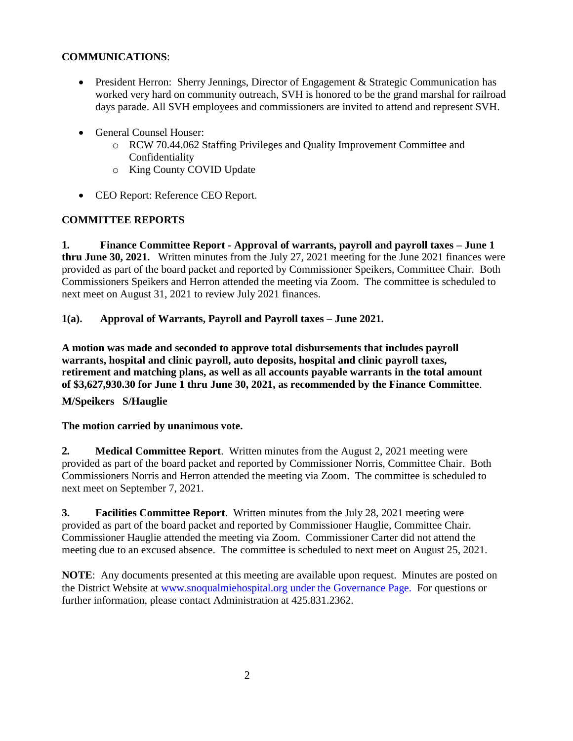**COMMUNICATIONS**:

- President Herron: Sherry Jennings, Director of Engagement & Strategic Communication has worked very hard on community outreach, SVH is honored to be the grand marshal for railroad days parade. All SVH employees and commissioners are invited to attend and represent SVH.
- General Counsel Houser:
  - RCW 70.44.062 Staffing Privileges and Quality Improvement Committee and Confidentiality
  - King County COVID Update
- CEO Report: Reference CEO Report.

**COMMITTEE REPORTS**

**1. Finance Committee Report - Approval of warrants, payroll and payroll taxes – June 1 thru June 30, 2021.** Written minutes from the July 27, 2021 meeting for the June 2021 finances were provided as part of the board packet and reported by Commissioner Speikers, Committee Chair. Both Commissioners Speikers and Herron attended the meeting via Zoom. The committee is scheduled to next meet on August 31, 2021 to review July 2021 finances.

**1(a). Approval of Warrants, Payroll and Payroll taxes – June 2021.**

**A motion was made and seconded to approve total disbursements that includes payroll warrants, hospital and clinic payroll, auto deposits, hospital and clinic payroll taxes, retirement and matching plans, as well as all accounts payable warrants in the total amount of $3,627,930.30 for June 1 thru June 30, 2021, as recommended by the Finance Committee**.

**M/Speikers S/Hauglie**

**The motion carried by unanimous vote.**

**2. Medical Committee Report**. Written minutes from the August 2, 2021 meeting were provided as part of the board packet and reported by Commissioner Norris, Committee Chair. Both Commissioners Norris and Herron attended the meeting via Zoom. The committee is scheduled to next meet on September 7, 2021.

**3. Facilities Committee Report**. Written minutes from the July 28, 2021 meeting were provided as part of the board packet and reported by Commissioner Hauglie, Committee Chair. Commissioner Hauglie attended the meeting via Zoom. Commissioner Carter did not attend the meeting due to an excused absence. The committee is scheduled to next meet on August 25, 2021.

**NOTE**: Any documents presented at this meeting are available upon request. Minutes are posted on the District Website at www.snoqualmiehospital.org under the Governance Page. For questions or further information, please contact Administration at 425.831.2362.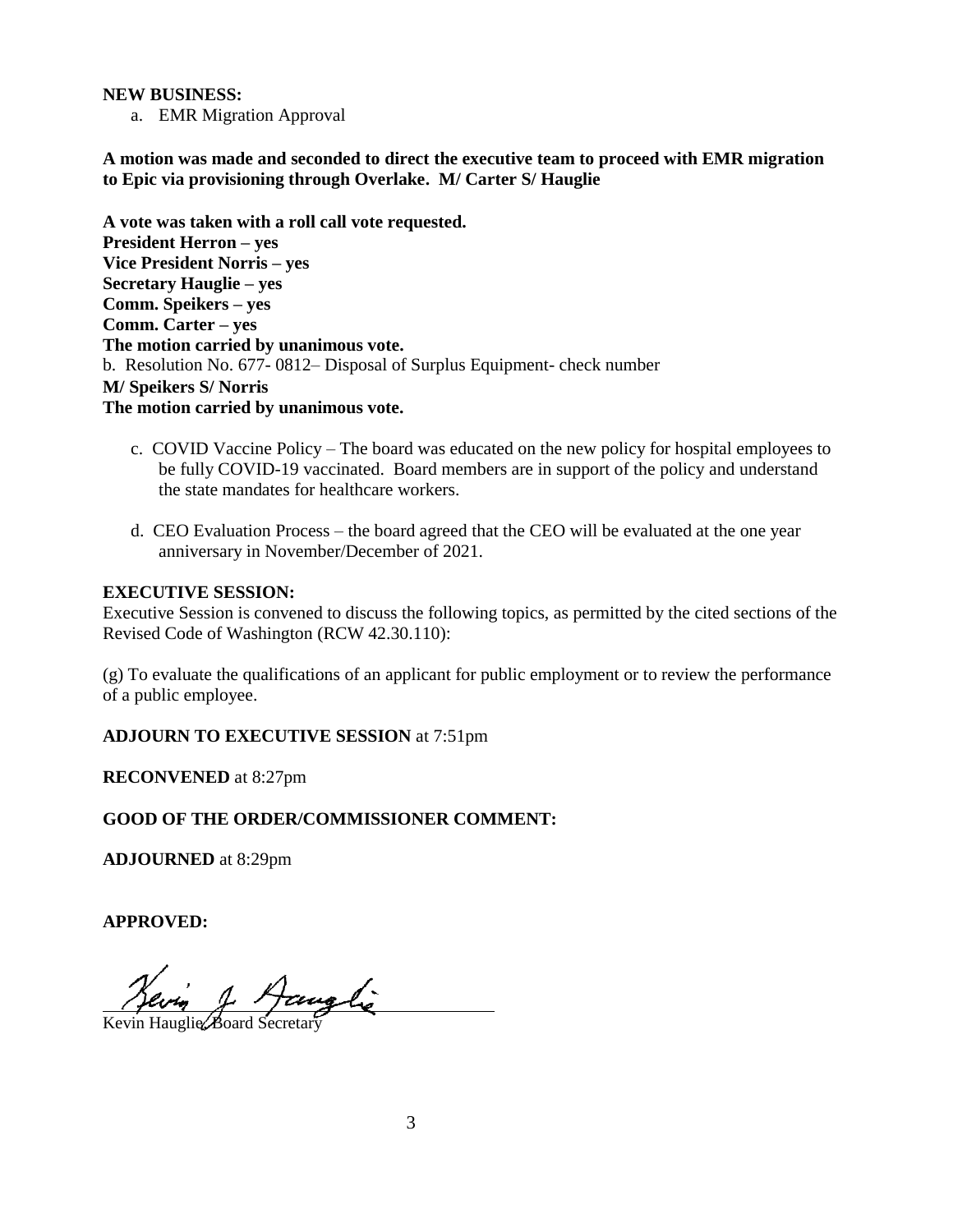**NEW BUSINESS:**

a. EMR Migration Approval

**A motion was made and seconded to direct the executive team to proceed with EMR migration to Epic via provisioning through Overlake. M/ Carter S/ Hauglie**

**A vote was taken with a roll call vote requested.**
**President Herron – yes**
**Vice President Norris – yes**
**Secretary Hauglie – yes**
**Comm. Speikers – yes**
**Comm. Carter – yes**
**The motion carried by unanimous vote.**

b. Resolution No. 677- 0812– Disposal of Surplus Equipment- check number
**M/ Speikers S/ Norris**
**The motion carried by unanimous vote.**

c. COVID Vaccine Policy – The board was educated on the new policy for hospital employees to be fully COVID-19 vaccinated. Board members are in support of the policy and understand the state mandates for healthcare workers.

d. CEO Evaluation Process – the board agreed that the CEO will be evaluated at the one year anniversary in November/December of 2021.

**EXECUTIVE SESSION:**

Executive Session is convened to discuss the following topics, as permitted by the cited sections of the Revised Code of Washington (RCW 42.30.110):

(g) To evaluate the qualifications of an applicant for public employment or to review the performance of a public employee.

**ADJOURN TO EXECUTIVE SESSION** at 7:51pm

**RECONVENED** at 8:27pm

**GOOD OF THE ORDER/COMMISSIONER COMMENT:**

**ADJOURNED** at 8:29pm

**APPROVED:**

Kevin J. Hauglie

Kevin Hauglie, Board Secretary